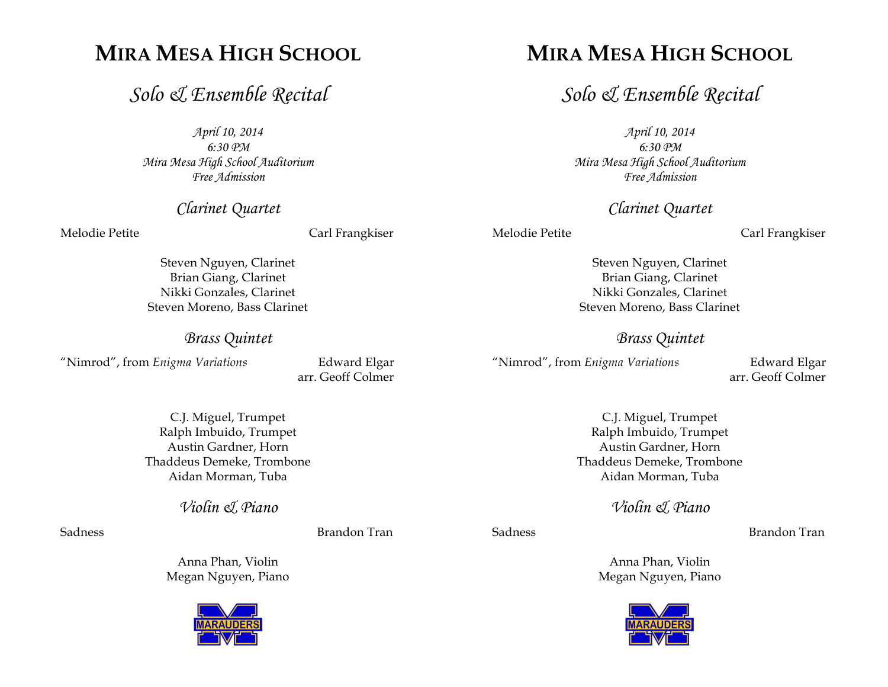# Mira Mesa High School

## *Solo & Ensemble Recital*

*April 10, 2014*
*6:30 PM*
*Mira Mesa High School Auditorium*
*Free Admission*

### *Clarinet Quartet*

Melodie Petite — Carl Frangkiser

Steven Nguyen, Clarinet
Brian Giang, Clarinet
Nikki Gonzales, Clarinet
Steven Moreno, Bass Clarinet

### *Brass Quintet*

"Nimrod", from *Enigma Variations* — Edward Elgar
arr. Geoff Colmer

C.J. Miguel, Trumpet
Ralph Imbuido, Trumpet
Austin Gardner, Horn
Thaddeus Demeke, Trombone
Aidan Morman, Tuba

### *Violin & Piano*

Sadness — Brandon Tran

Anna Phan, Violin
Megan Nguyen, Piano

# Mira Mesa High School

## *Solo & Ensemble Recital*

*April 10, 2014*
*6:30 PM*
*Mira Mesa High School Auditorium*
*Free Admission*

### *Clarinet Quartet*

Melodie Petite — Carl Frangkiser

Steven Nguyen, Clarinet
Brian Giang, Clarinet
Nikki Gonzales, Clarinet
Steven Moreno, Bass Clarinet

### *Brass Quintet*

"Nimrod", from *Enigma Variations* — Edward Elgar
arr. Geoff Colmer

C.J. Miguel, Trumpet
Ralph Imbuido, Trumpet
Austin Gardner, Horn
Thaddeus Demeke, Trombone
Aidan Morman, Tuba

### *Violin & Piano*

Sadness — Brandon Tran

Anna Phan, Violin
Megan Nguyen, Piano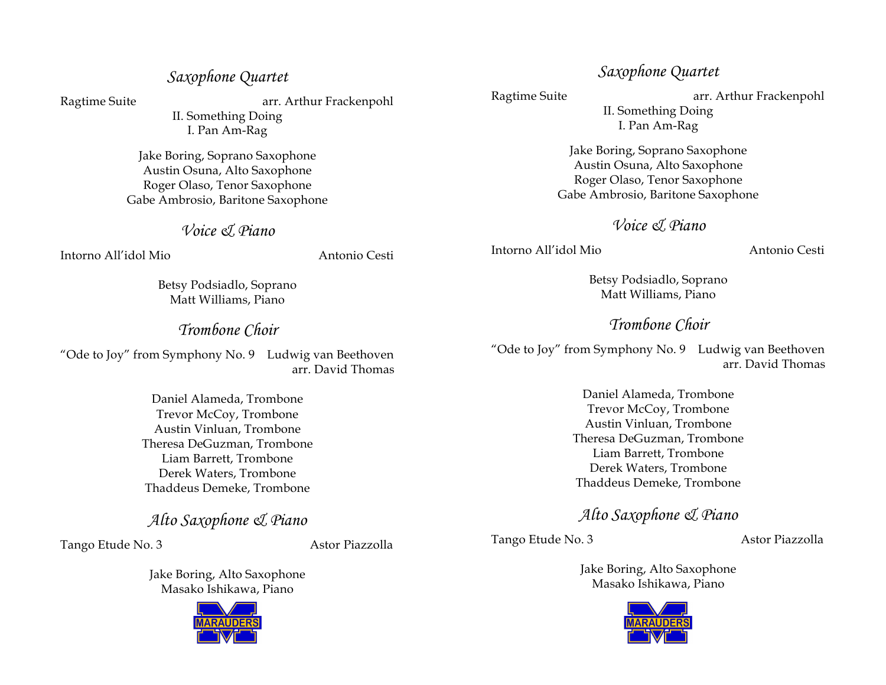## *Saxophone Quartet*

Ragtime Suite — arr. Arthur Frackenpohl

II. Something Doing
I. Pan Am-Rag

Jake Boring, Soprano Saxophone
Austin Osuna, Alto Saxophone
Roger Olaso, Tenor Saxophone
Gabe Ambrosio, Baritone Saxophone

## *Voice & Piano*

Intorno All'idol Mio — Antonio Cesti

Betsy Podsiadlo, Soprano
Matt Williams, Piano

## *Trombone Choir*

"Ode to Joy" from Symphony No. 9 — Ludwig van Beethoven
arr. David Thomas

Daniel Alameda, Trombone
Trevor McCoy, Trombone
Austin Vinluan, Trombone
Theresa DeGuzman, Trombone
Liam Barrett, Trombone
Derek Waters, Trombone
Thaddeus Demeke, Trombone

## *Alto Saxophone & Piano*

Tango Etude No. 3 — Astor Piazzolla

Jake Boring, Alto Saxophone
Masako Ishikawa, Piano

MARAUDERS

## *Saxophone Quartet*

Ragtime Suite — arr. Arthur Frackenpohl

II. Something Doing
I. Pan Am-Rag

Jake Boring, Soprano Saxophone
Austin Osuna, Alto Saxophone
Roger Olaso, Tenor Saxophone
Gabe Ambrosio, Baritone Saxophone

## *Voice & Piano*

Intorno All'idol Mio — Antonio Cesti

Betsy Podsiadlo, Soprano
Matt Williams, Piano

## *Trombone Choir*

"Ode to Joy" from Symphony No. 9 — Ludwig van Beethoven
arr. David Thomas

Daniel Alameda, Trombone
Trevor McCoy, Trombone
Austin Vinluan, Trombone
Theresa DeGuzman, Trombone
Liam Barrett, Trombone
Derek Waters, Trombone
Thaddeus Demeke, Trombone

## *Alto Saxophone & Piano*

Tango Etude No. 3 — Astor Piazzolla

Jake Boring, Alto Saxophone
Masako Ishikawa, Piano

MARAUDERS